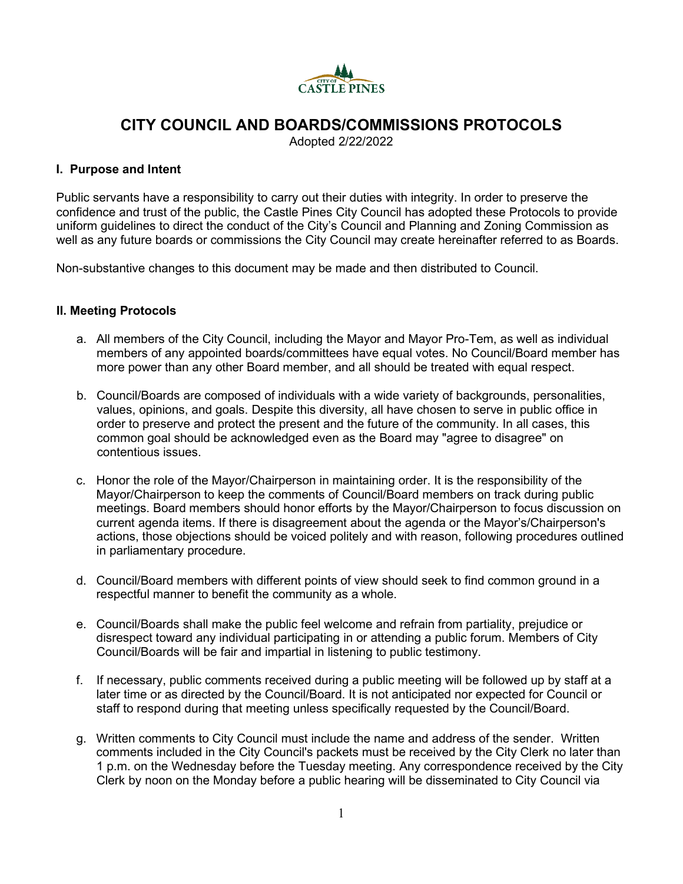# CITY COUNCIL AND BOARDS/COMMISSIONS PROTOCOLS

Adopted 2/22/2022

## I. Purpose and Intent

Public servants have a responsibility to carry out their duties with integrity. In order to preserve the confidence and trust of the public, the Castle Pines City Council has adopted these Protocols to provide uniform guidelines to direct the conduct of the City's Council and Planning and Zoning Commission as well as any future boards or commissions the City Council may create hereinafter referred to as Boards.

Non-substantive changes to this document may be made and then distributed to Council.

## II. Meeting Protocols

a. All members of the City Council, including the Mayor and Mayor Pro-Tem, as well as individual members of any appointed boards/committees have equal votes. No Council/Board member has more power than any other Board member, and all should be treated with equal respect.

b. Council/Boards are composed of individuals with a wide variety of backgrounds, personalities, values, opinions, and goals. Despite this diversity, all have chosen to serve in public office in order to preserve and protect the present and the future of the community. In all cases, this common goal should be acknowledged even as the Board may "agree to disagree" on contentious issues.

c. Honor the role of the Mayor/Chairperson in maintaining order. It is the responsibility of the Mayor/Chairperson to keep the comments of Council/Board members on track during public meetings. Board members should honor efforts by the Mayor/Chairperson to focus discussion on current agenda items. If there is disagreement about the agenda or the Mayor's/Chairperson's actions, those objections should be voiced politely and with reason, following procedures outlined in parliamentary procedure.

d. Council/Board members with different points of view should seek to find common ground in a respectful manner to benefit the community as a whole.

e. Council/Boards shall make the public feel welcome and refrain from partiality, prejudice or disrespect toward any individual participating in or attending a public forum. Members of City Council/Boards will be fair and impartial in listening to public testimony.

f. If necessary, public comments received during a public meeting will be followed up by staff at a later time or as directed by the Council/Board. It is not anticipated nor expected for Council or staff to respond during that meeting unless specifically requested by the Council/Board.

g. Written comments to City Council must include the name and address of the sender. Written comments included in the City Council's packets must be received by the City Clerk no later than 1 p.m. on the Wednesday before the Tuesday meeting. Any correspondence received by the City Clerk by noon on the Monday before a public hearing will be disseminated to City Council via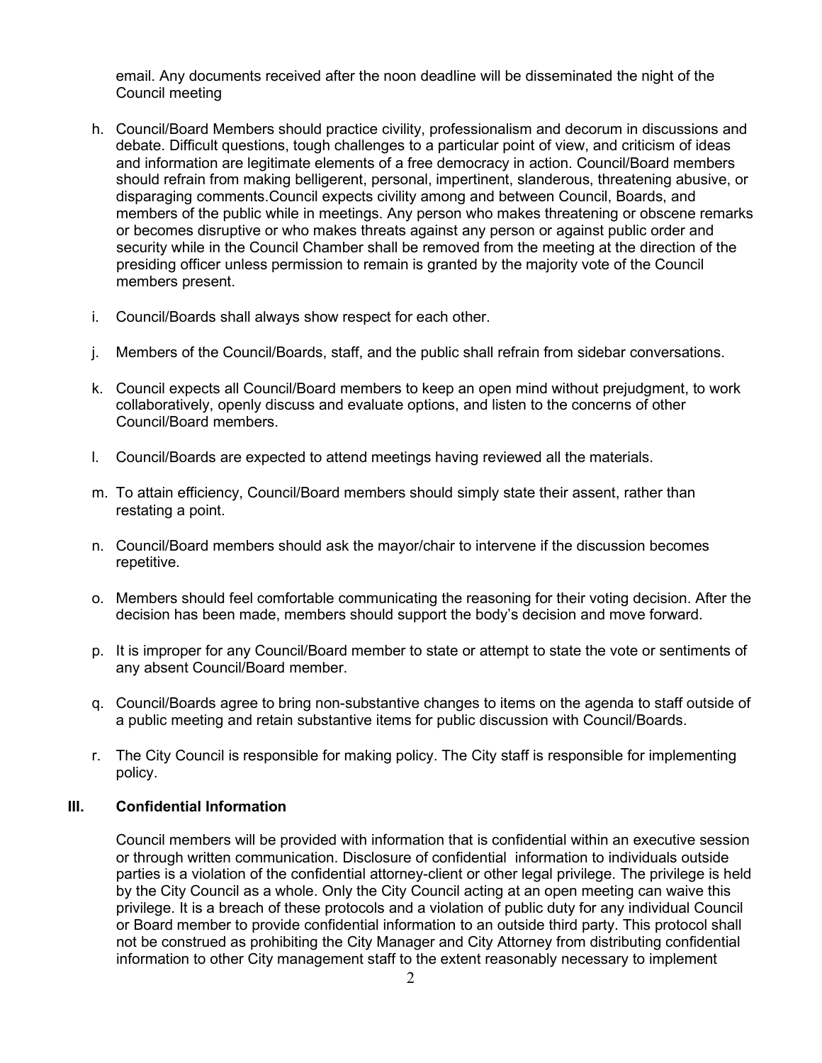email. Any documents received after the noon deadline will be disseminated the night of the Council meeting

h. Council/Board Members should practice civility, professionalism and decorum in discussions and debate. Difficult questions, tough challenges to a particular point of view, and criticism of ideas and information are legitimate elements of a free democracy in action. Council/Board members should refrain from making belligerent, personal, impertinent, slanderous, threatening abusive, or disparaging comments.Council expects civility among and between Council, Boards, and members of the public while in meetings. Any person who makes threatening or obscene remarks or becomes disruptive or who makes threats against any person or against public order and security while in the Council Chamber shall be removed from the meeting at the direction of the presiding officer unless permission to remain is granted by the majority vote of the Council members present.

i. Council/Boards shall always show respect for each other.

j. Members of the Council/Boards, staff, and the public shall refrain from sidebar conversations.

k. Council expects all Council/Board members to keep an open mind without prejudgment, to work collaboratively, openly discuss and evaluate options, and listen to the concerns of other Council/Board members.

l. Council/Boards are expected to attend meetings having reviewed all the materials.

m. To attain efficiency, Council/Board members should simply state their assent, rather than restating a point.

n. Council/Board members should ask the mayor/chair to intervene if the discussion becomes repetitive.

o. Members should feel comfortable communicating the reasoning for their voting decision. After the decision has been made, members should support the body's decision and move forward.

p. It is improper for any Council/Board member to state or attempt to state the vote or sentiments of any absent Council/Board member.

q. Council/Boards agree to bring non-substantive changes to items on the agenda to staff outside of a public meeting and retain substantive items for public discussion with Council/Boards.

r. The City Council is responsible for making policy. The City staff is responsible for implementing policy.

## III. Confidential Information

Council members will be provided with information that is confidential within an executive session or through written communication. Disclosure of confidential information to individuals outside parties is a violation of the confidential attorney-client or other legal privilege. The privilege is held by the City Council as a whole. Only the City Council acting at an open meeting can waive this privilege. It is a breach of these protocols and a violation of public duty for any individual Council or Board member to provide confidential information to an outside third party. This protocol shall not be construed as prohibiting the City Manager and City Attorney from distributing confidential information to other City management staff to the extent reasonably necessary to implement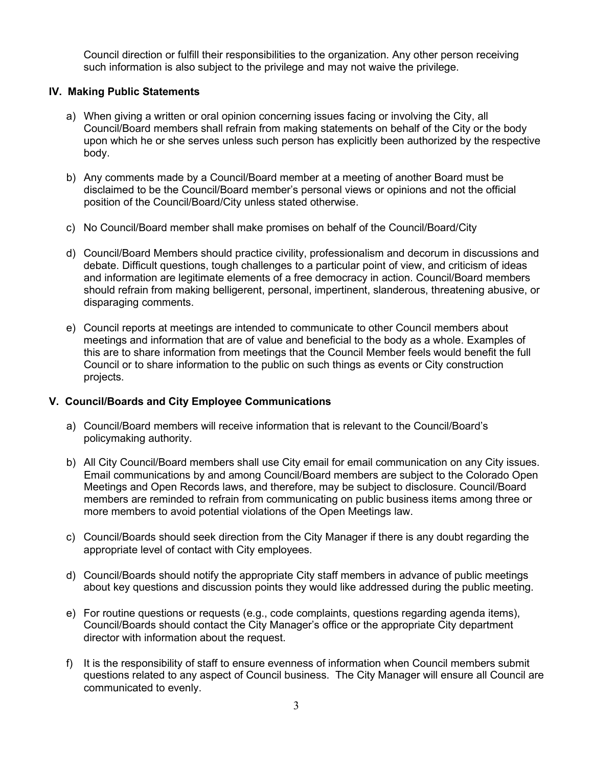Council direction or fulfill their responsibilities to the organization. Any other person receiving such information is also subject to the privilege and may not waive the privilege.

## IV. Making Public Statements

a) When giving a written or oral opinion concerning issues facing or involving the City, all Council/Board members shall refrain from making statements on behalf of the City or the body upon which he or she serves unless such person has explicitly been authorized by the respective body.

b) Any comments made by a Council/Board member at a meeting of another Board must be disclaimed to be the Council/Board member's personal views or opinions and not the official position of the Council/Board/City unless stated otherwise.

c) No Council/Board member shall make promises on behalf of the Council/Board/City

d) Council/Board Members should practice civility, professionalism and decorum in discussions and debate. Difficult questions, tough challenges to a particular point of view, and criticism of ideas and information are legitimate elements of a free democracy in action. Council/Board members should refrain from making belligerent, personal, impertinent, slanderous, threatening abusive, or disparaging comments.

e) Council reports at meetings are intended to communicate to other Council members about meetings and information that are of value and beneficial to the body as a whole. Examples of this are to share information from meetings that the Council Member feels would benefit the full Council or to share information to the public on such things as events or City construction projects.

## V. Council/Boards and City Employee Communications

a) Council/Board members will receive information that is relevant to the Council/Board's policymaking authority.

b) All City Council/Board members shall use City email for email communication on any City issues. Email communications by and among Council/Board members are subject to the Colorado Open Meetings and Open Records laws, and therefore, may be subject to disclosure. Council/Board members are reminded to refrain from communicating on public business items among three or more members to avoid potential violations of the Open Meetings law.

c) Council/Boards should seek direction from the City Manager if there is any doubt regarding the appropriate level of contact with City employees.

d) Council/Boards should notify the appropriate City staff members in advance of public meetings about key questions and discussion points they would like addressed during the public meeting.

e) For routine questions or requests (e.g., code complaints, questions regarding agenda items), Council/Boards should contact the City Manager's office or the appropriate City department director with information about the request.

f) It is the responsibility of staff to ensure evenness of information when Council members submit questions related to any aspect of Council business. The City Manager will ensure all Council are communicated to evenly.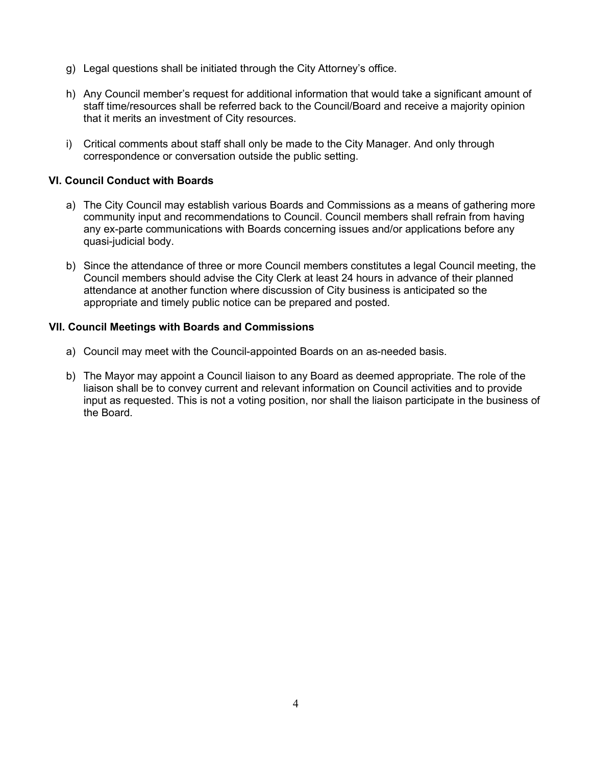g) Legal questions shall be initiated through the City Attorney's office.

h) Any Council member's request for additional information that would take a significant amount of staff time/resources shall be referred back to the Council/Board and receive a majority opinion that it merits an investment of City resources.

i) Critical comments about staff shall only be made to the City Manager. And only through correspondence or conversation outside the public setting.

### VI. Council Conduct with Boards

a) The City Council may establish various Boards and Commissions as a means of gathering more community input and recommendations to Council. Council members shall refrain from having any ex-parte communications with Boards concerning issues and/or applications before any quasi-judicial body.

b) Since the attendance of three or more Council members constitutes a legal Council meeting, the Council members should advise the City Clerk at least 24 hours in advance of their planned attendance at another function where discussion of City business is anticipated so the appropriate and timely public notice can be prepared and posted.

### VII. Council Meetings with Boards and Commissions

a) Council may meet with the Council-appointed Boards on an as-needed basis.

b) The Mayor may appoint a Council liaison to any Board as deemed appropriate. The role of the liaison shall be to convey current and relevant information on Council activities and to provide input as requested. This is not a voting position, nor shall the liaison participate in the business of the Board.